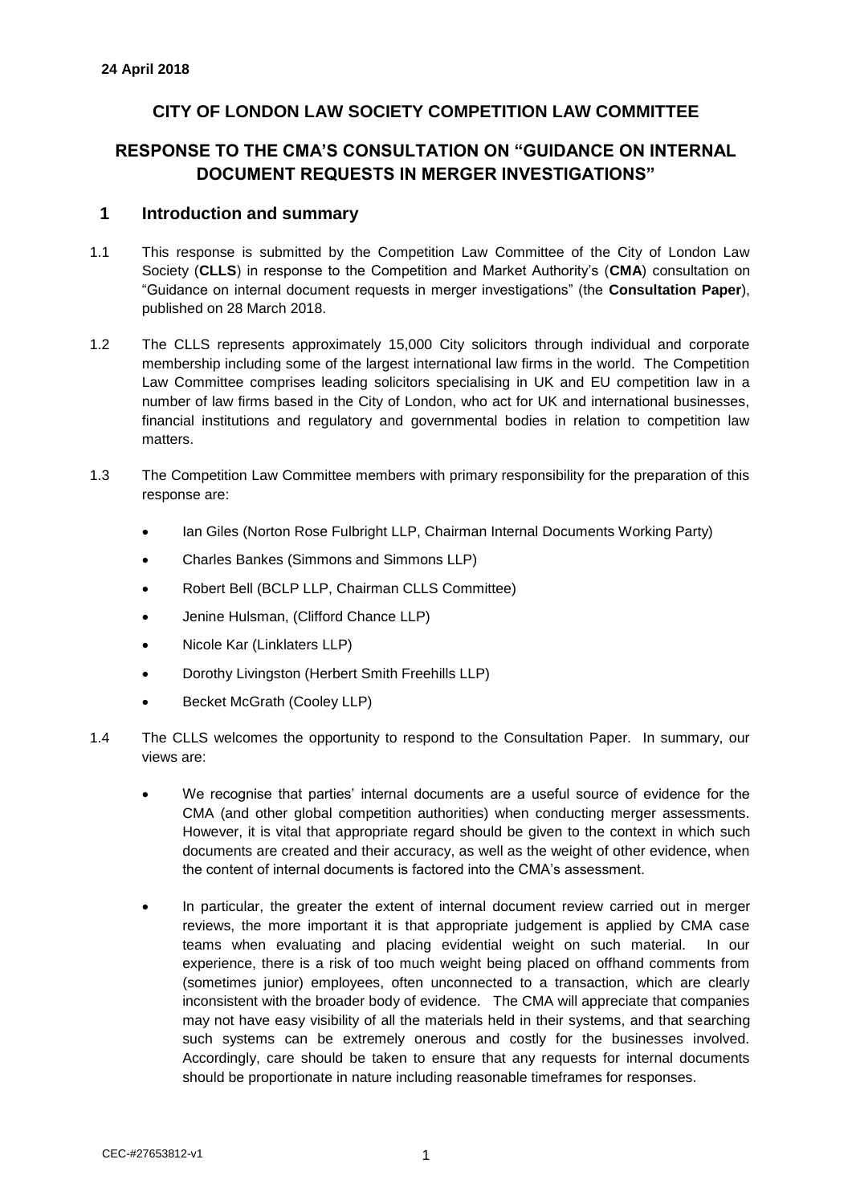**24 April 2018**

## CITY OF LONDON LAW SOCIETY COMPETITION LAW COMMITTEE

## RESPONSE TO THE CMA'S CONSULTATION ON "GUIDANCE ON INTERNAL DOCUMENT REQUESTS IN MERGER INVESTIGATIONS"

### 1 Introduction and summary

1.1 This response is submitted by the Competition Law Committee of the City of London Law Society (**CLLS**) in response to the Competition and Market Authority's (**CMA**) consultation on "Guidance on internal document requests in merger investigations" (the **Consultation Paper**), published on 28 March 2018.

1.2 The CLLS represents approximately 15,000 City solicitors through individual and corporate membership including some of the largest international law firms in the world. The Competition Law Committee comprises leading solicitors specialising in UK and EU competition law in a number of law firms based in the City of London, who act for UK and international businesses, financial institutions and regulatory and governmental bodies in relation to competition law matters.

1.3 The Competition Law Committee members with primary responsibility for the preparation of this response are:

- Ian Giles (Norton Rose Fulbright LLP, Chairman Internal Documents Working Party)
- Charles Bankes (Simmons and Simmons LLP)
- Robert Bell (BCLP LLP, Chairman CLLS Committee)
- Jenine Hulsman, (Clifford Chance LLP)
- Nicole Kar (Linklaters LLP)
- Dorothy Livingston (Herbert Smith Freehills LLP)
- Becket McGrath (Cooley LLP)

1.4 The CLLS welcomes the opportunity to respond to the Consultation Paper. In summary, our views are:

- We recognise that parties' internal documents are a useful source of evidence for the CMA (and other global competition authorities) when conducting merger assessments. However, it is vital that appropriate regard should be given to the context in which such documents are created and their accuracy, as well as the weight of other evidence, when the content of internal documents is factored into the CMA's assessment.
- In particular, the greater the extent of internal document review carried out in merger reviews, the more important it is that appropriate judgement is applied by CMA case teams when evaluating and placing evidential weight on such material. In our experience, there is a risk of too much weight being placed on offhand comments from (sometimes junior) employees, often unconnected to a transaction, which are clearly inconsistent with the broader body of evidence. The CMA will appreciate that companies may not have easy visibility of all the materials held in their systems, and that searching such systems can be extremely onerous and costly for the businesses involved. Accordingly, care should be taken to ensure that any requests for internal documents should be proportionate in nature including reasonable timeframes for responses.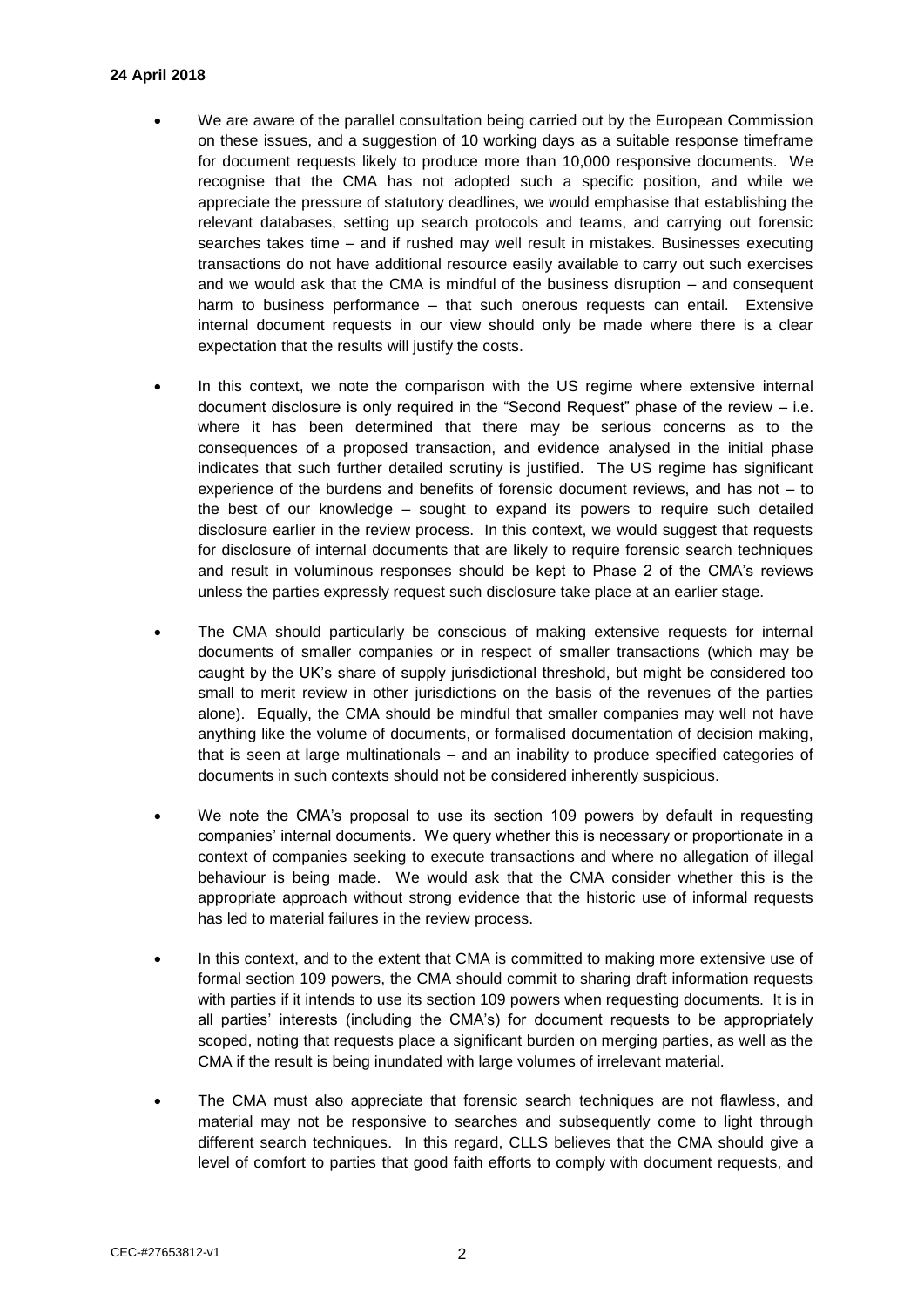**24 April 2018**

- We are aware of the parallel consultation being carried out by the European Commission on these issues, and a suggestion of 10 working days as a suitable response timeframe for document requests likely to produce more than 10,000 responsive documents. We recognise that the CMA has not adopted such a specific position, and while we appreciate the pressure of statutory deadlines, we would emphasise that establishing the relevant databases, setting up search protocols and teams, and carrying out forensic searches takes time – and if rushed may well result in mistakes. Businesses executing transactions do not have additional resource easily available to carry out such exercises and we would ask that the CMA is mindful of the business disruption – and consequent harm to business performance – that such onerous requests can entail. Extensive internal document requests in our view should only be made where there is a clear expectation that the results will justify the costs.

- In this context, we note the comparison with the US regime where extensive internal document disclosure is only required in the "Second Request" phase of the review – i.e. where it has been determined that there may be serious concerns as to the consequences of a proposed transaction, and evidence analysed in the initial phase indicates that such further detailed scrutiny is justified. The US regime has significant experience of the burdens and benefits of forensic document reviews, and has not – to the best of our knowledge – sought to expand its powers to require such detailed disclosure earlier in the review process. In this context, we would suggest that requests for disclosure of internal documents that are likely to require forensic search techniques and result in voluminous responses should be kept to Phase 2 of the CMA's reviews unless the parties expressly request such disclosure take place at an earlier stage.

- The CMA should particularly be conscious of making extensive requests for internal documents of smaller companies or in respect of smaller transactions (which may be caught by the UK's share of supply jurisdictional threshold, but might be considered too small to merit review in other jurisdictions on the basis of the revenues of the parties alone). Equally, the CMA should be mindful that smaller companies may well not have anything like the volume of documents, or formalised documentation of decision making, that is seen at large multinationals – and an inability to produce specified categories of documents in such contexts should not be considered inherently suspicious.

- We note the CMA's proposal to use its section 109 powers by default in requesting companies' internal documents. We query whether this is necessary or proportionate in a context of companies seeking to execute transactions and where no allegation of illegal behaviour is being made. We would ask that the CMA consider whether this is the appropriate approach without strong evidence that the historic use of informal requests has led to material failures in the review process.

- In this context, and to the extent that CMA is committed to making more extensive use of formal section 109 powers, the CMA should commit to sharing draft information requests with parties if it intends to use its section 109 powers when requesting documents. It is in all parties' interests (including the CMA's) for document requests to be appropriately scoped, noting that requests place a significant burden on merging parties, as well as the CMA if the result is being inundated with large volumes of irrelevant material.

- The CMA must also appreciate that forensic search techniques are not flawless, and material may not be responsive to searches and subsequently come to light through different search techniques. In this regard, CLLS believes that the CMA should give a level of comfort to parties that good faith efforts to comply with document requests, and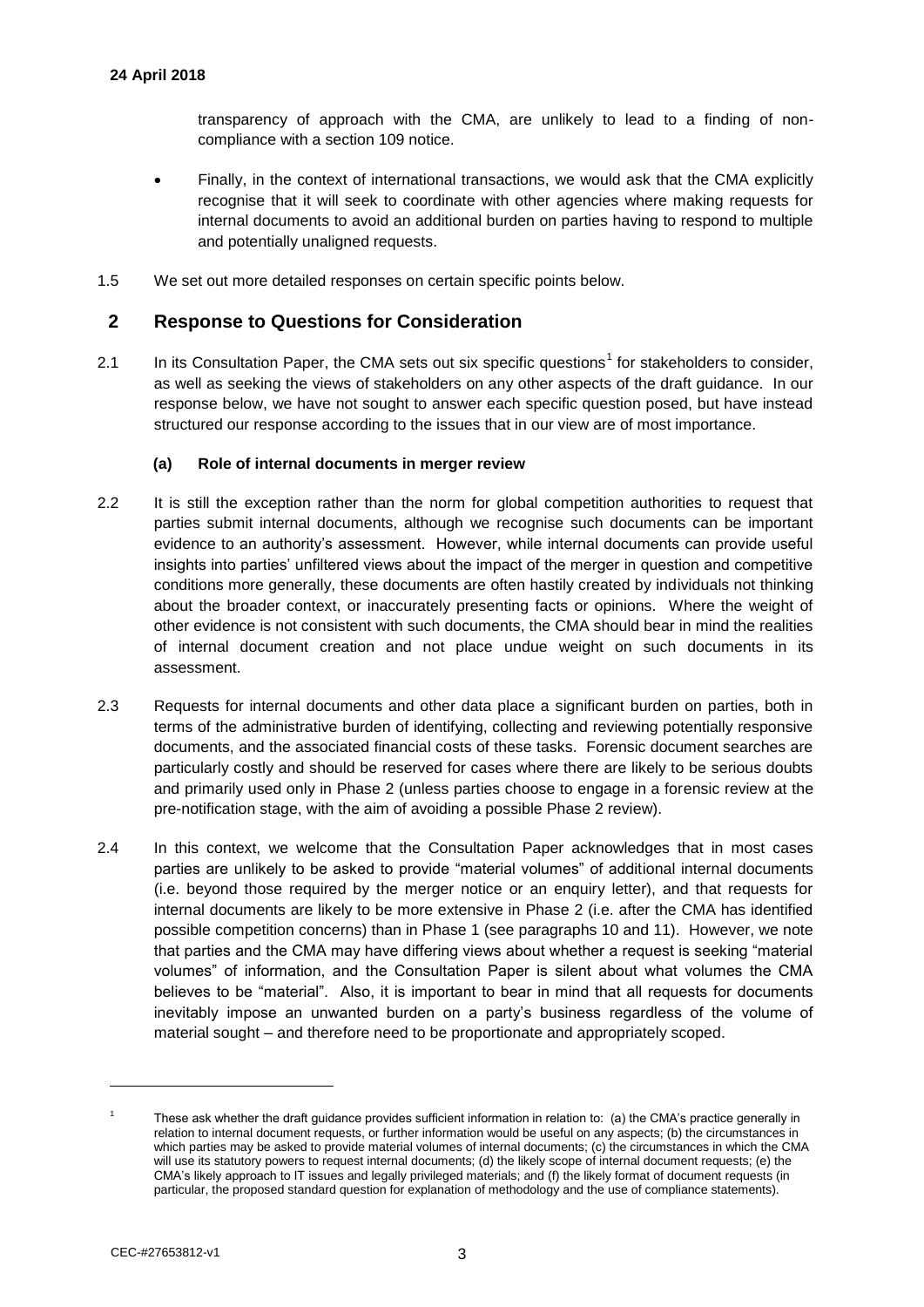transparency of approach with the CMA, are unlikely to lead to a finding of non-compliance with a section 109 notice.

- Finally, in the context of international transactions, we would ask that the CMA explicitly recognise that it will seek to coordinate with other agencies where making requests for internal documents to avoid an additional burden on parties having to respond to multiple and potentially unaligned requests.

1.5 We set out more detailed responses on certain specific points below.

## 2 Response to Questions for Consideration

2.1 In its Consultation Paper, the CMA sets out six specific questions[1] for stakeholders to consider, as well as seeking the views of stakeholders on any other aspects of the draft guidance. In our response below, we have not sought to answer each specific question posed, but have instead structured our response according to the issues that in our view are of most importance.

### (a) Role of internal documents in merger review

2.2 It is still the exception rather than the norm for global competition authorities to request that parties submit internal documents, although we recognise such documents can be important evidence to an authority's assessment. However, while internal documents can provide useful insights into parties' unfiltered views about the impact of the merger in question and competitive conditions more generally, these documents are often hastily created by individuals not thinking about the broader context, or inaccurately presenting facts or opinions. Where the weight of other evidence is not consistent with such documents, the CMA should bear in mind the realities of internal document creation and not place undue weight on such documents in its assessment.

2.3 Requests for internal documents and other data place a significant burden on parties, both in terms of the administrative burden of identifying, collecting and reviewing potentially responsive documents, and the associated financial costs of these tasks. Forensic document searches are particularly costly and should be reserved for cases where there are likely to be serious doubts and primarily used only in Phase 2 (unless parties choose to engage in a forensic review at the pre-notification stage, with the aim of avoiding a possible Phase 2 review).

2.4 In this context, we welcome that the Consultation Paper acknowledges that in most cases parties are unlikely to be asked to provide "material volumes" of additional internal documents (i.e. beyond those required by the merger notice or an enquiry letter), and that requests for internal documents are likely to be more extensive in Phase 2 (i.e. after the CMA has identified possible competition concerns) than in Phase 1 (see paragraphs 10 and 11). However, we note that parties and the CMA may have differing views about whether a request is seeking "material volumes" of information, and the Consultation Paper is silent about what volumes the CMA believes to be "material". Also, it is important to bear in mind that all requests for documents inevitably impose an unwanted burden on a party's business regardless of the volume of material sought – and therefore need to be proportionate and appropriately scoped.

---

[1] These ask whether the draft guidance provides sufficient information in relation to: (a) the CMA's practice generally in relation to internal document requests, or further information would be useful on any aspects; (b) the circumstances in which parties may be asked to provide material volumes of internal documents; (c) the circumstances in which the CMA will use its statutory powers to request internal documents; (d) the likely scope of internal document requests; (e) the CMA's likely approach to IT issues and legally privileged materials; and (f) the likely format of document requests (in particular, the proposed standard question for explanation of methodology and the use of compliance statements).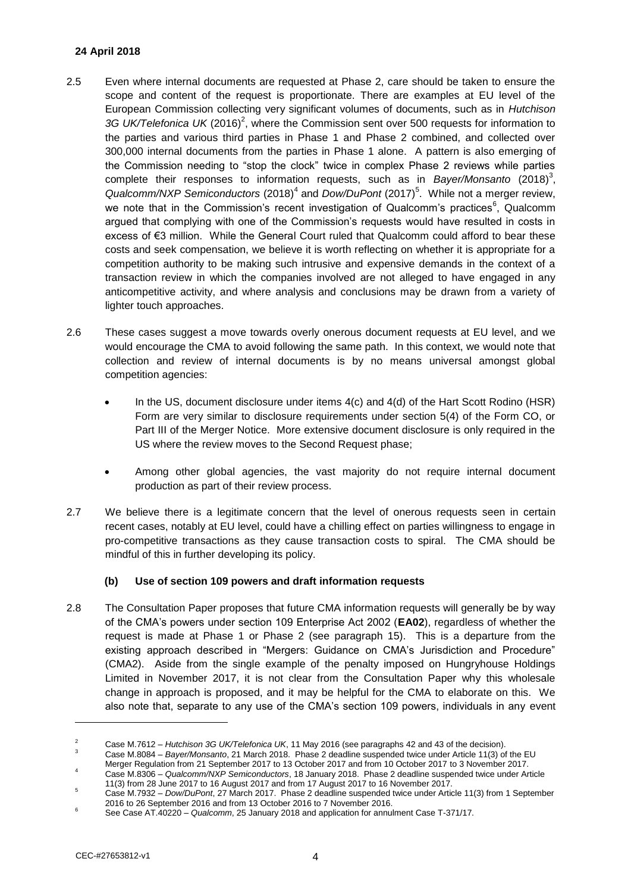**24 April 2018**

2.5 Even where internal documents are requested at Phase 2, care should be taken to ensure the scope and content of the request is proportionate. There are examples at EU level of the European Commission collecting very significant volumes of documents, such as in *Hutchison 3G UK/Telefonica UK* (2016)[2], where the Commission sent over 500 requests for information to the parties and various third parties in Phase 1 and Phase 2 combined, and collected over 300,000 internal documents from the parties in Phase 1 alone. A pattern is also emerging of the Commission needing to "stop the clock" twice in complex Phase 2 reviews while parties complete their responses to information requests, such as in *Bayer/Monsanto* (2018)[3], *Qualcomm/NXP Semiconductors* (2018)[4] and *Dow/DuPont* (2017)[5]. While not a merger review, we note that in the Commission's recent investigation of Qualcomm's practices[6], Qualcomm argued that complying with one of the Commission's requests would have resulted in costs in excess of €3 million. While the General Court ruled that Qualcomm could afford to bear these costs and seek compensation, we believe it is worth reflecting on whether it is appropriate for a competition authority to be making such intrusive and expensive demands in the context of a transaction review in which the companies involved are not alleged to have engaged in any anticompetitive activity, and where analysis and conclusions may be drawn from a variety of lighter touch approaches.

2.6 These cases suggest a move towards overly onerous document requests at EU level, and we would encourage the CMA to avoid following the same path. In this context, we would note that collection and review of internal documents is by no means universal amongst global competition agencies:

- In the US, document disclosure under items 4(c) and 4(d) of the Hart Scott Rodino (HSR) Form are very similar to disclosure requirements under section 5(4) of the Form CO, or Part III of the Merger Notice. More extensive document disclosure is only required in the US where the review moves to the Second Request phase;
- Among other global agencies, the vast majority do not require internal document production as part of their review process.

2.7 We believe there is a legitimate concern that the level of onerous requests seen in certain recent cases, notably at EU level, could have a chilling effect on parties willingness to engage in pro-competitive transactions as they cause transaction costs to spiral. The CMA should be mindful of this in further developing its policy.

### (b) Use of section 109 powers and draft information requests

2.8 The Consultation Paper proposes that future CMA information requests will generally be by way of the CMA's powers under section 109 Enterprise Act 2002 (**EA02**), regardless of whether the request is made at Phase 1 or Phase 2 (see paragraph 15). This is a departure from the existing approach described in "Mergers: Guidance on CMA's Jurisdiction and Procedure" (CMA2). Aside from the single example of the penalty imposed on Hungryhouse Holdings Limited in November 2017, it is not clear from the Consultation Paper why this wholesale change in approach is proposed, and it may be helpful for the CMA to elaborate on this. We also note that, separate to any use of the CMA's section 109 powers, individuals in any event

---

[2] Case M.7612 – *Hutchison 3G UK/Telefonica UK*, 11 May 2016 (see paragraphs 42 and 43 of the decision).

[3] Case M.8084 – *Bayer/Monsanto*, 21 March 2018. Phase 2 deadline suspended twice under Article 11(3) of the EU Merger Regulation from 21 September 2017 to 13 October 2017 and from 10 October 2017 to 3 November 2017.

[4] Case M.8306 – *Qualcomm/NXP Semiconductors*, 18 January 2018. Phase 2 deadline suspended twice under Article 11(3) from 28 June 2017 to 16 August 2017 and from 17 August 2017 to 16 November 2017.

[5] Case M.7932 – *Dow/DuPont*, 27 March 2017. Phase 2 deadline suspended twice under Article 11(3) from 1 September 2016 to 26 September 2016 and from 13 October 2016 to 7 November 2016.

[6] See Case AT.40220 – *Qualcomm*, 25 January 2018 and application for annulment Case T-371/17.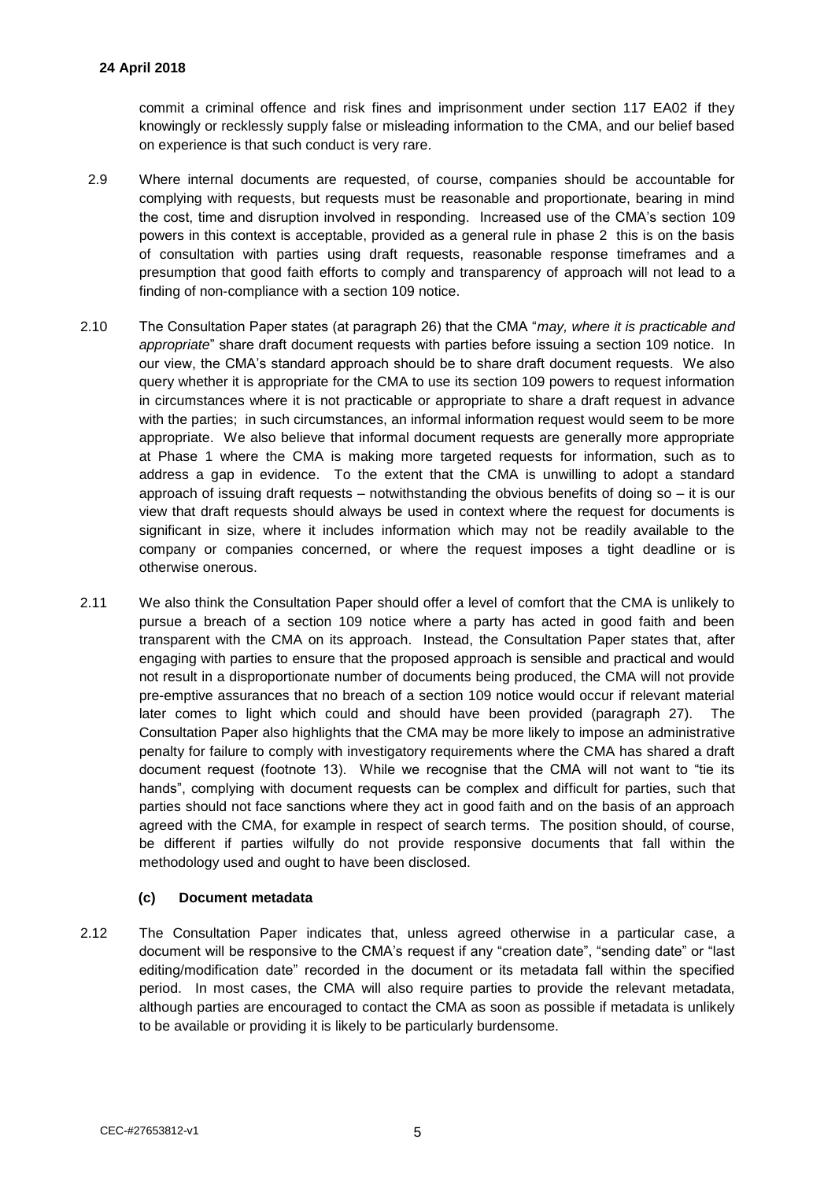commit a criminal offence and risk fines and imprisonment under section 117 EA02 if they knowingly or recklessly supply false or misleading information to the CMA, and our belief based on experience is that such conduct is very rare.

2.9 Where internal documents are requested, of course, companies should be accountable for complying with requests, but requests must be reasonable and proportionate, bearing in mind the cost, time and disruption involved in responding. Increased use of the CMA's section 109 powers in this context is acceptable, provided as a general rule in phase 2 this is on the basis of consultation with parties using draft requests, reasonable response timeframes and a presumption that good faith efforts to comply and transparency of approach will not lead to a finding of non-compliance with a section 109 notice.

2.10 The Consultation Paper states (at paragraph 26) that the CMA "*may, where it is practicable and appropriate*" share draft document requests with parties before issuing a section 109 notice. In our view, the CMA's standard approach should be to share draft document requests. We also query whether it is appropriate for the CMA to use its section 109 powers to request information in circumstances where it is not practicable or appropriate to share a draft request in advance with the parties; in such circumstances, an informal information request would seem to be more appropriate. We also believe that informal document requests are generally more appropriate at Phase 1 where the CMA is making more targeted requests for information, such as to address a gap in evidence. To the extent that the CMA is unwilling to adopt a standard approach of issuing draft requests – notwithstanding the obvious benefits of doing so – it is our view that draft requests should always be used in context where the request for documents is significant in size, where it includes information which may not be readily available to the company or companies concerned, or where the request imposes a tight deadline or is otherwise onerous.

2.11 We also think the Consultation Paper should offer a level of comfort that the CMA is unlikely to pursue a breach of a section 109 notice where a party has acted in good faith and been transparent with the CMA on its approach. Instead, the Consultation Paper states that, after engaging with parties to ensure that the proposed approach is sensible and practical and would not result in a disproportionate number of documents being produced, the CMA will not provide pre-emptive assurances that no breach of a section 109 notice would occur if relevant material later comes to light which could and should have been provided (paragraph 27). The Consultation Paper also highlights that the CMA may be more likely to impose an administrative penalty for failure to comply with investigatory requirements where the CMA has shared a draft document request (footnote 13). While we recognise that the CMA will not want to "tie its hands", complying with document requests can be complex and difficult for parties, such that parties should not face sanctions where they act in good faith and on the basis of an approach agreed with the CMA, for example in respect of search terms. The position should, of course, be different if parties wilfully do not provide responsive documents that fall within the methodology used and ought to have been disclosed.

### (c) Document metadata

2.12 The Consultation Paper indicates that, unless agreed otherwise in a particular case, a document will be responsive to the CMA's request if any "creation date", "sending date" or "last editing/modification date" recorded in the document or its metadata fall within the specified period. In most cases, the CMA will also require parties to provide the relevant metadata, although parties are encouraged to contact the CMA as soon as possible if metadata is unlikely to be available or providing it is likely to be particularly burdensome.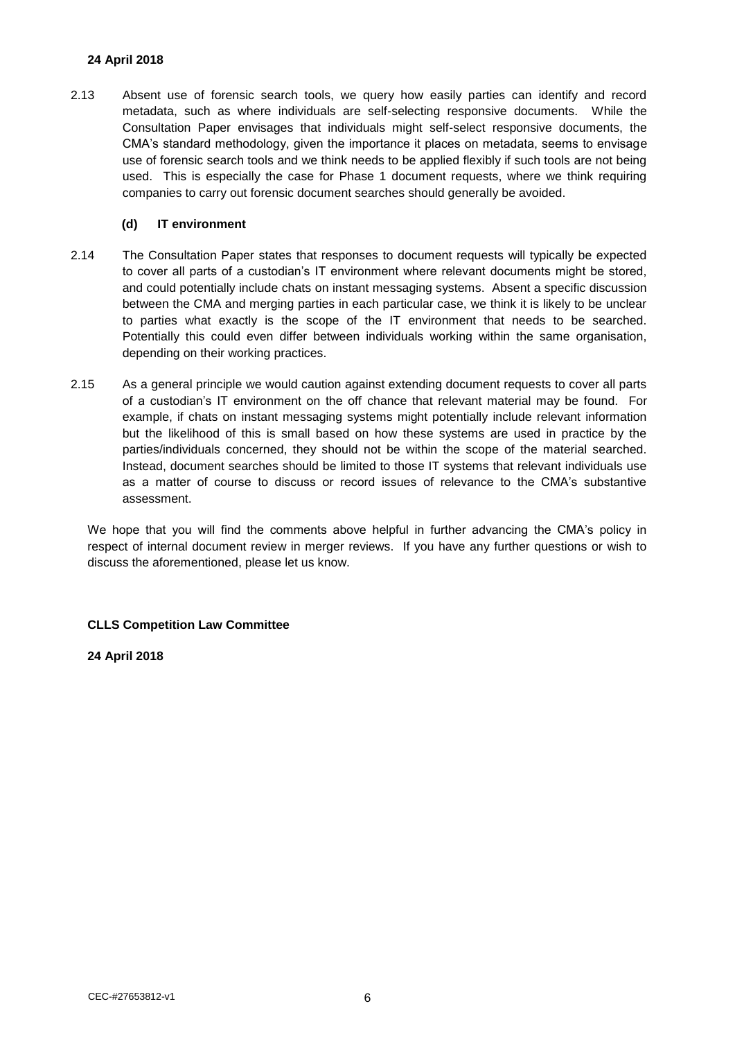2.13 Absent use of forensic search tools, we query how easily parties can identify and record metadata, such as where individuals are self-selecting responsive documents. While the Consultation Paper envisages that individuals might self-select responsive documents, the CMA's standard methodology, given the importance it places on metadata, seems to envisage use of forensic search tools and we think needs to be applied flexibly if such tools are not being used. This is especially the case for Phase 1 document requests, where we think requiring companies to carry out forensic document searches should generally be avoided.

**(d) IT environment**

2.14 The Consultation Paper states that responses to document requests will typically be expected to cover all parts of a custodian's IT environment where relevant documents might be stored, and could potentially include chats on instant messaging systems. Absent a specific discussion between the CMA and merging parties in each particular case, we think it is likely to be unclear to parties what exactly is the scope of the IT environment that needs to be searched. Potentially this could even differ between individuals working within the same organisation, depending on their working practices.

2.15 As a general principle we would caution against extending document requests to cover all parts of a custodian's IT environment on the off chance that relevant material may be found. For example, if chats on instant messaging systems might potentially include relevant information but the likelihood of this is small based on how these systems are used in practice by the parties/individuals concerned, they should not be within the scope of the material searched. Instead, document searches should be limited to those IT systems that relevant individuals use as a matter of course to discuss or record issues of relevance to the CMA's substantive assessment.

We hope that you will find the comments above helpful in further advancing the CMA's policy in respect of internal document review in merger reviews. If you have any further questions or wish to discuss the aforementioned, please let us know.

**CLLS Competition Law Committee**

**24 April 2018**